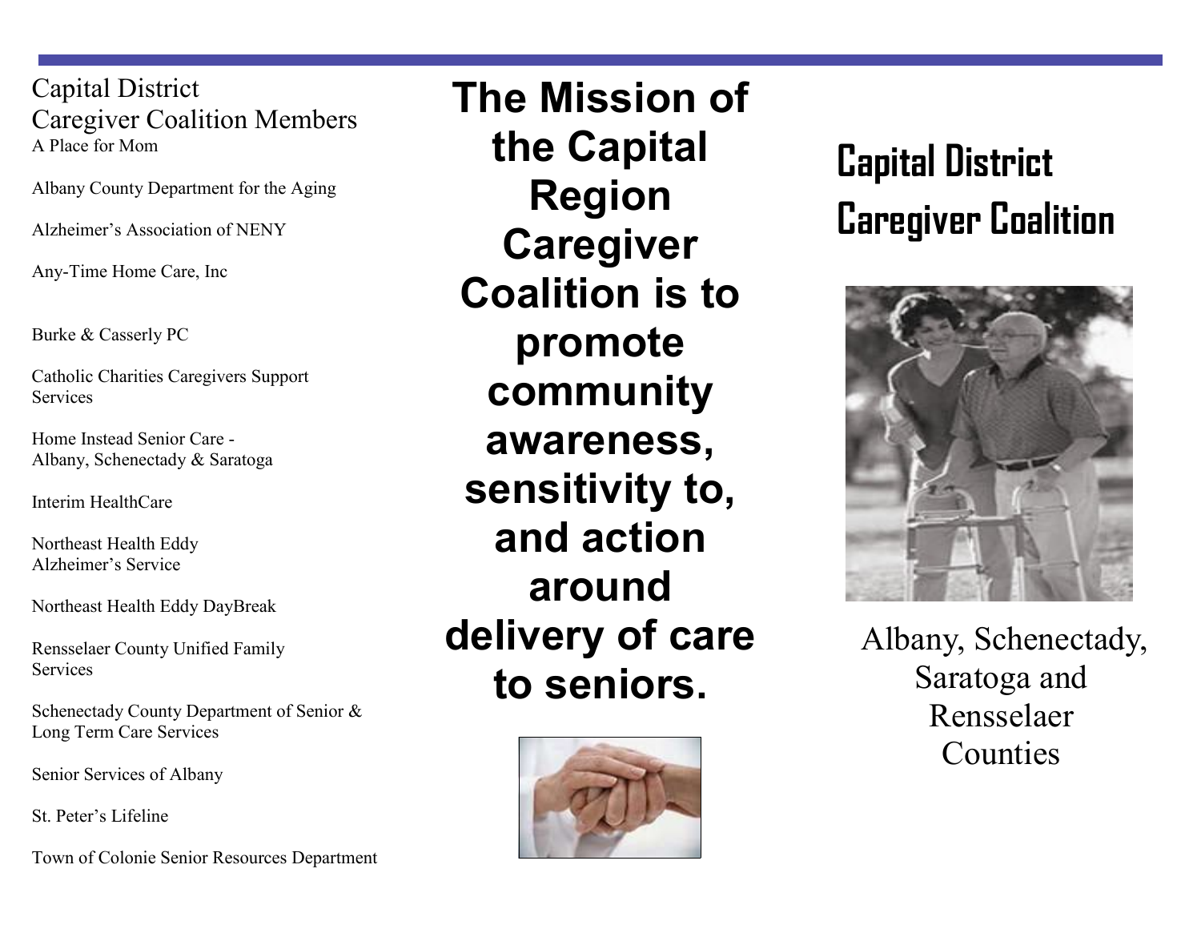## Capital District Caregiver Coalition Members

A Place for Mom

Albany County Department for the Aging

Alzheimer's Association of NENY

Any-Time Home Care, Inc

Burke & Casserly PC

Catholic Charities Caregivers Support Services

Home Instead Senior Care - Albany, Schenectady & Saratoga

Interim HealthCare

Northeast Health Eddy Alzheimer's Service

Northeast Health Eddy DayBreak

Rensselaer County Unified Family Services

Schenectady County Department of Senior & Long Term Care Services

Senior Services of Albany

St. Peter's Lifeline

Town of Colonie Senior Resources Department

**The Mission of the Capital Region Caregiver Coalition is to promote community awareness, sensitivity to, and action around delivery of care to seniors.**

# Capital District Caregiver Coalition

Albany, Schenectady, Saratoga and Rensselaer Counties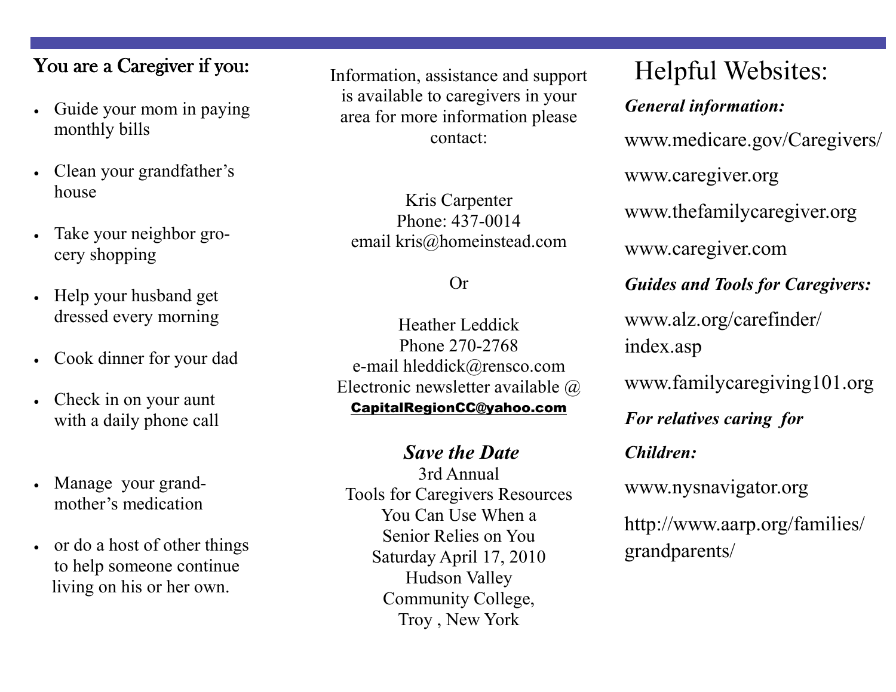## You are a Caregiver if you:

- Guide your mom in paying monthly bills
- Clean your grandfather's house
- Take your neighbor grocery shopping
- Help your husband get dressed every morning
- Cook dinner for your dad
- Check in on your aunt with a daily phone call
- Manage your grandmother's medication
- or do a host of other things to help someone continue living on his or her own.

Information, assistance and support is available to caregivers in your area for more information please contact:

Kris Carpenter
Phone: 437-0014
email kris@homeinstead.com

Or

Heather Leddick
Phone 270-2768
e-mail hleddick@rensco.com
Electronic newsletter available @
CapitalRegionCC@yahoo.com

***Save the Date***
3rd Annual
Tools for Caregivers Resources
You Can Use When a
Senior Relies on You
Saturday April 17, 2010
Hudson Valley
Community College,
Troy , New York

# Helpful Websites:

***General information:***

www.medicare.gov/Caregivers/

www.caregiver.org

www.thefamilycaregiver.org

www.caregiver.com

***Guides and Tools for Caregivers:***

www.alz.org/carefinder/index.asp

www.familycaregiving101.org

***For relatives caring for Children:***

www.nysnavigator.org

http://www.aarp.org/families/grandparents/